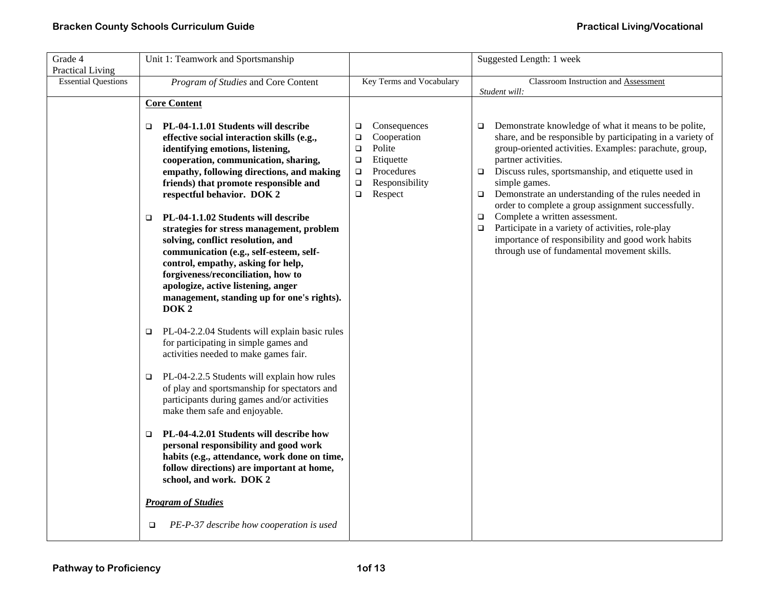| Grade 4<br>Practical Living | Unit 1: Teamwork and Sportsmanship | | Suggested Length: 1 week |
|---|---|---|---|
| Essential Questions | *Program of Studies* and Core Content | Key Terms and Vocabulary | Classroom Instruction and Assessment<br>*Student will:* |
| | **Core Content**<br><br>❑ **PL-04-1.1.01 Students will describe effective social interaction skills (e.g., identifying emotions, listening, cooperation, communication, sharing, empathy, following directions, and making friends) that promote responsible and respectful behavior. DOK 2**<br><br>❑ **PL-04-1.1.02 Students will describe strategies for stress management, problem solving, conflict resolution, and communication (e.g., self-esteem, self-control, empathy, asking for help, forgiveness/reconciliation, how to apologize, active listening, anger management, standing up for one's rights). DOK 2**<br><br>❑ PL-04-2.2.04 Students will explain basic rules for participating in simple games and activities needed to make games fair.<br><br>❑ PL-04-2.2.5 Students will explain how rules of play and sportsmanship for spectators and participants during games and/or activities make them safe and enjoyable.<br><br>❑ **PL-04-4.2.01 Students will describe how personal responsibility and good work habits (e.g., attendance, work done on time, follow directions) are important at home, school, and work. DOK 2**<br><br>***Program of Studies***<br><br>❑ *PE-P-37 describe how cooperation is used* | ❑ Consequences<br>❑ Cooperation<br>❑ Polite<br>❑ Etiquette<br>❑ Procedures<br>❑ Responsibility<br>❑ Respect | ❑ Demonstrate knowledge of what it means to be polite, share, and be responsible by participating in a variety of group-oriented activities. Examples: parachute, group, partner activities.<br>❑ Discuss rules, sportsmanship, and etiquette used in simple games.<br>❑ Demonstrate an understanding of the rules needed in order to complete a group assignment successfully.<br>❑ Complete a written assessment.<br>❑ Participate in a variety of activities, role-play importance of responsibility and good work habits through use of fundamental movement skills. |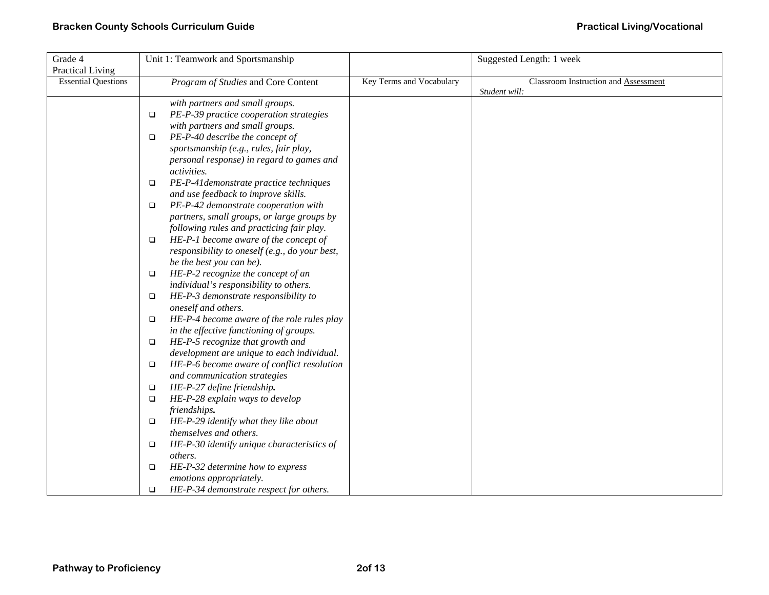| Grade 4 Practical Living | Unit 1: Teamwork and Sportsmanship | | Suggested Length: 1 week |
|---|---|---|---|
| Essential Questions | *Program of Studies* and Core Content | Key Terms and Vocabulary | Classroom Instruction and Assessment *Student will:* |
| | *with partners and small groups.*<br>❑ *PE-P-39 practice cooperation strategies with partners and small groups.*<br>❑ *PE-P-40 describe the concept of sportsmanship (e.g., rules, fair play, personal response) in regard to games and activities.*<br>❑ *PE-P-41demonstrate practice techniques and use feedback to improve skills.*<br>❑ *PE-P-42 demonstrate cooperation with partners, small groups, or large groups by following rules and practicing fair play.*<br>❑ *HE-P-1 become aware of the concept of responsibility to oneself (e.g., do your best, be the best you can be).*<br>❑ *HE-P-2 recognize the concept of an individual's responsibility to others.*<br>❑ *HE-P-3 demonstrate responsibility to oneself and others.*<br>❑ *HE-P-4 become aware of the role rules play in the effective functioning of groups.*<br>❑ *HE-P-5 recognize that growth and development are unique to each individual.*<br>❑ *HE-P-6 become aware of conflict resolution and communication strategies*<br>❑ *HE-P-27 define friendship.*<br>❑ *HE-P-28 explain ways to develop friendships.*<br>❑ *HE-P-29 identify what they like about themselves and others.*<br>❑ *HE-P-30 identify unique characteristics of others.*<br>❑ *HE-P-32 determine how to express emotions appropriately.*<br>❑ *HE-P-34 demonstrate respect for others.* | | |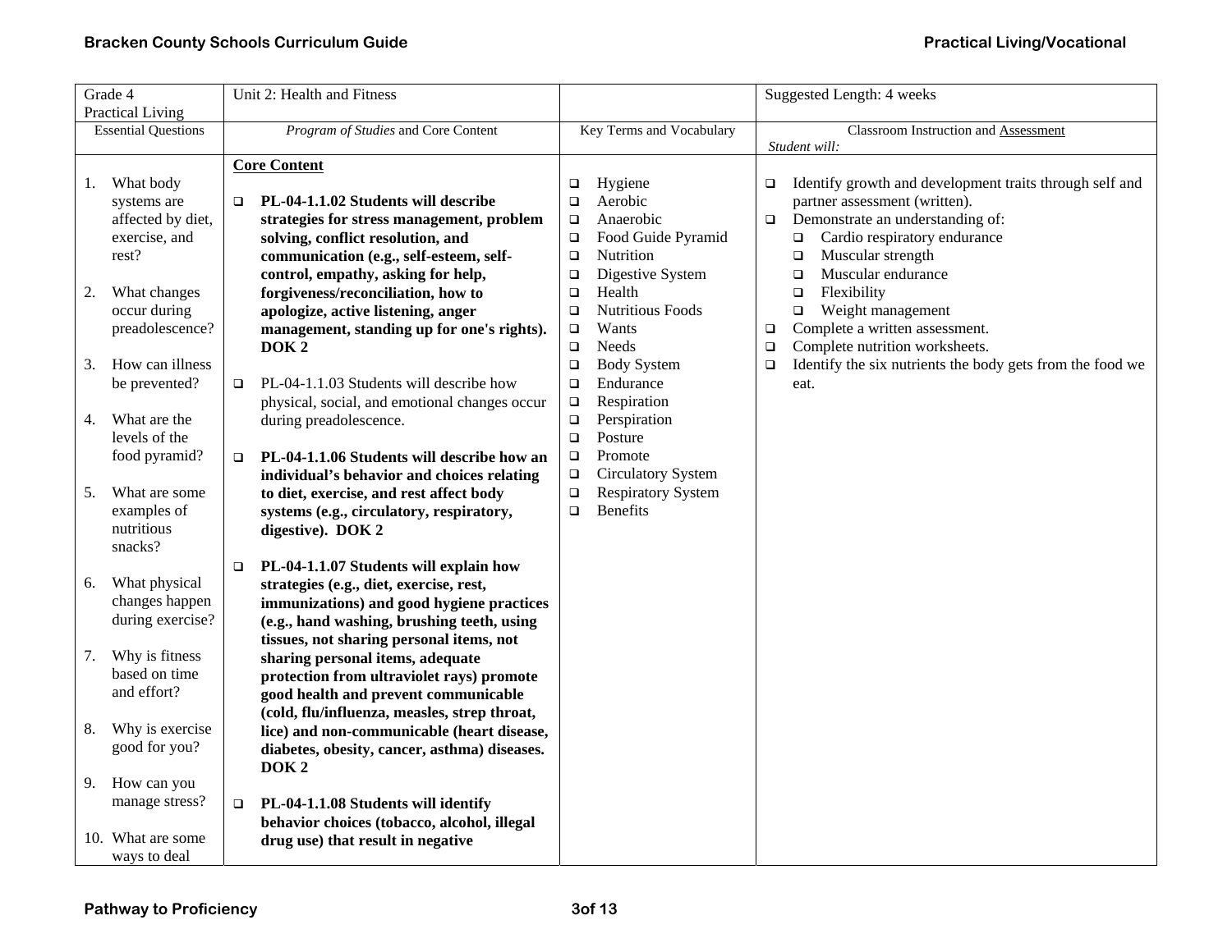| Grade 4 Practical Living | Unit 2: Health and Fitness | | Suggested Length: 4 weeks |
|---|---|---|---|
| Essential Questions | *Program of Studies* and Core Content | Key Terms and Vocabulary | Classroom Instruction and Assessment *Student will:* |
| 1. What body systems are affected by diet, exercise, and rest?<br><br>2. What changes occur during preadolescence?<br><br>3. How can illness be prevented?<br><br>4. What are the levels of the food pyramid?<br><br>5. What are some examples of nutritious snacks?<br><br>6. What physical changes happen during exercise?<br><br>7. Why is fitness based on time and effort?<br><br>8. Why is exercise good for you?<br><br>9. How can you manage stress?<br><br>10. What are some ways to deal | **Core Content**<br><br>❑ **PL-04-1.1.02 Students will describe strategies for stress management, problem solving, conflict resolution, and communication (e.g., self-esteem, self-control, empathy, asking for help, forgiveness/reconciliation, how to apologize, active listening, anger management, standing up for one's rights). DOK 2**<br><br>❑ PL-04-1.1.03 Students will describe how physical, social, and emotional changes occur during preadolescence.<br><br>❑ **PL-04-1.1.06 Students will describe how an individual's behavior and choices relating to diet, exercise, and rest affect body systems (e.g., circulatory, respiratory, digestive). DOK 2**<br><br>❑ **PL-04-1.1.07 Students will explain how strategies (e.g., diet, exercise, rest, immunizations) and good hygiene practices (e.g., hand washing, brushing teeth, using tissues, not sharing personal items, not sharing personal items, adequate protection from ultraviolet rays) promote good health and prevent communicable (cold, flu/influenza, measles, strep throat, lice) and non-communicable (heart disease, diabetes, obesity, cancer, asthma) diseases. DOK 2**<br><br>❑ **PL-04-1.1.08 Students will identify behavior choices (tobacco, alcohol, illegal drug use) that result in negative** | ❑ Hygiene<br>❑ Aerobic<br>❑ Anaerobic<br>❑ Food Guide Pyramid<br>❑ Nutrition<br>❑ Digestive System<br>❑ Health<br>❑ Nutritious Foods<br>❑ Wants<br>❑ Needs<br>❑ Body System<br>❑ Endurance<br>❑ Respiration<br>❑ Perspiration<br>❑ Posture<br>❑ Promote<br>❑ Circulatory System<br>❑ Respiratory System<br>❑ Benefits | ❑ Identify growth and development traits through self and partner assessment (written).<br>❑ Demonstrate an understanding of:<br>&nbsp;&nbsp;❑ Cardio respiratory endurance<br>&nbsp;&nbsp;❑ Muscular strength<br>&nbsp;&nbsp;❑ Muscular endurance<br>&nbsp;&nbsp;❑ Flexibility<br>&nbsp;&nbsp;❑ Weight management<br>❑ Complete a written assessment.<br>❑ Complete nutrition worksheets.<br>❑ Identify the six nutrients the body gets from the food we eat. |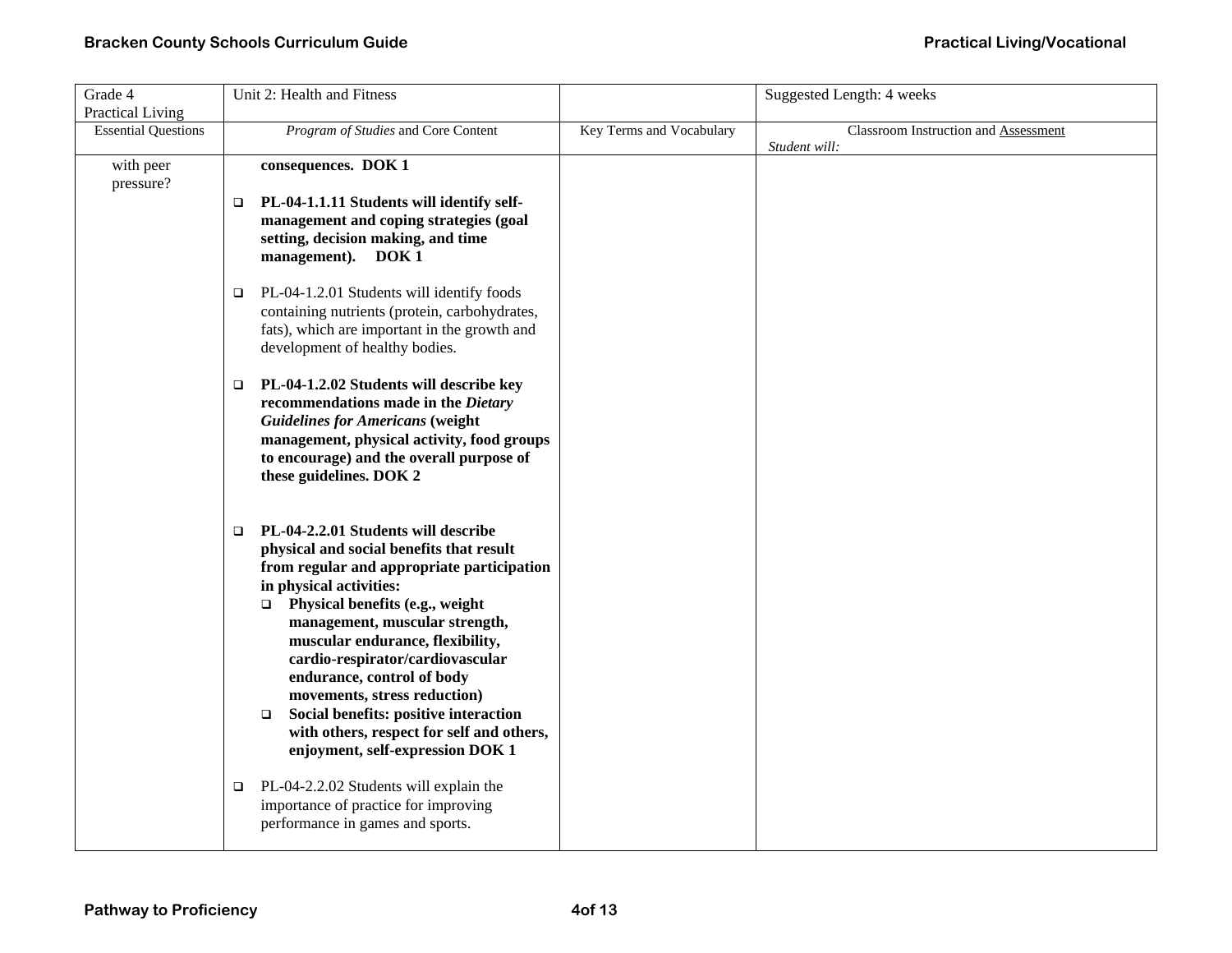| Grade 4 Practical Living | Unit 2: Health and Fitness | | Suggested Length: 4 weeks |
|---|---|---|---|
| Essential Questions | *Program of Studies* and Core Content | Key Terms and Vocabulary | Classroom Instruction and Assessment *Student will:* |
| with peer pressure? | **consequences. DOK 1**<br><br>❑ **PL-04-1.1.11 Students will identify self-management and coping strategies (goal setting, decision making, and time management). DOK 1**<br><br>❑ PL-04-1.2.01 Students will identify foods containing nutrients (protein, carbohydrates, fats), which are important in the growth and development of healthy bodies.<br><br>❑ **PL-04-1.2.02 Students will describe key recommendations made in the *Dietary Guidelines for Americans* (weight management, physical activity, food groups to encourage) and the overall purpose of these guidelines. DOK 2**<br><br>❑ **PL-04-2.2.01 Students will describe physical and social benefits that result from regular and appropriate participation in physical activities:**<br>❑ **Physical benefits (e.g., weight management, muscular strength, muscular endurance, flexibility, cardio-respirator/cardiovascular endurance, control of body movements, stress reduction)**<br>❑ **Social benefits: positive interaction with others, respect for self and others, enjoyment, self-expression DOK 1**<br><br>❑ PL-04-2.2.02 Students will explain the importance of practice for improving performance in games and sports. | | |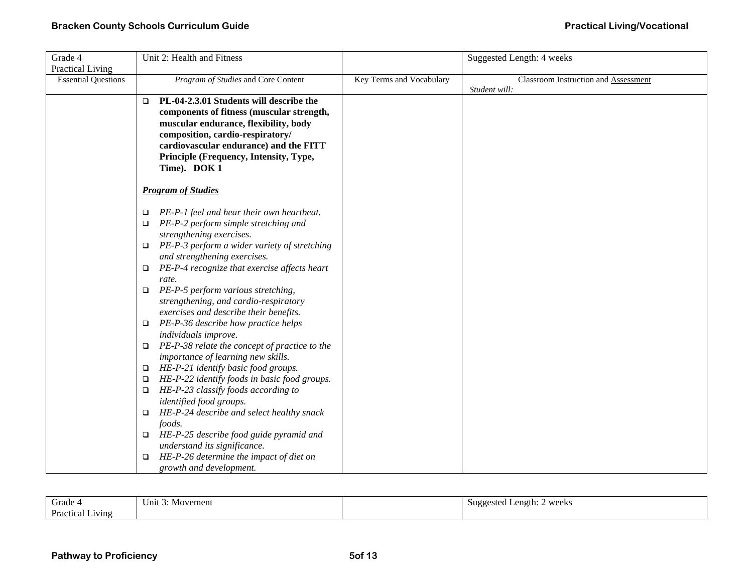| Grade 4 Practical Living | Unit 2: Health and Fitness | | Suggested Length: 4 weeks |
|---|---|---|---|
| Essential Questions | *Program of Studies* and Core Content | Key Terms and Vocabulary | Classroom Instruction and Assessment<br>*Student will:* |
| | ❑ **PL-04-2.3.01 Students will describe the components of fitness (muscular strength, muscular endurance, flexibility, body composition, cardio-respiratory/ cardiovascular endurance) and the FITT Principle (Frequency, Intensity, Type, Time). DOK 1**<br><br>***Program of Studies***<br><br>❑ *PE-P-1 feel and hear their own heartbeat.*<br>❑ *PE-P-2 perform simple stretching and strengthening exercises.*<br>❑ *PE-P-3 perform a wider variety of stretching and strengthening exercises.*<br>❑ *PE-P-4 recognize that exercise affects heart rate.*<br>❑ *PE-P-5 perform various stretching, strengthening, and cardio-respiratory exercises and describe their benefits.*<br>❑ *PE-P-36 describe how practice helps individuals improve.*<br>❑ *PE-P-38 relate the concept of practice to the importance of learning new skills.*<br>❑ *HE-P-21 identify basic food groups.*<br>❑ *HE-P-22 identify foods in basic food groups.*<br>❑ *HE-P-23 classify foods according to identified food groups.*<br>❑ *HE-P-24 describe and select healthy snack foods.*<br>❑ *HE-P-25 describe food guide pyramid and understand its significance.*<br>❑ *HE-P-26 determine the impact of diet on growth and development.* | | |

| Grade 4 Practical Living | Unit 3: Movement | | Suggested Length: 2 weeks |
|---|---|---|---|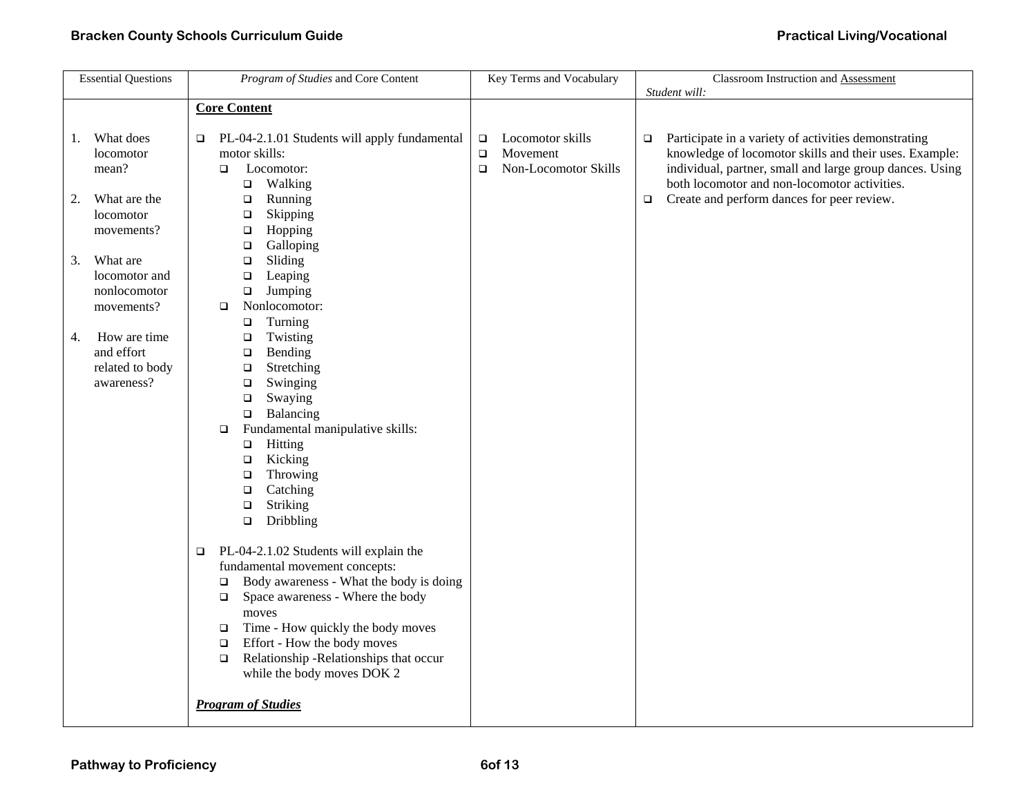| Essential Questions | *Program of Studies* and Core Content | Key Terms and Vocabulary | Classroom Instruction and Assessment<br>*Student will:* |
|---|---|---|---|
| 1. What does locomotor mean?<br><br>2. What are the locomotor movements?<br><br>3. What are locomotor and nonlocomotor movements?<br><br>4. How are time and effort related to body awareness? | **Core Content**<br><br>❑ PL-04-2.1.01 Students will apply fundamental motor skills:<br>❑ Locomotor:<br>❑ Walking<br>❑ Running<br>❑ Skipping<br>❑ Hopping<br>❑ Galloping<br>❑ Sliding<br>❑ Leaping<br>❑ Jumping<br>❑ Nonlocomotor:<br>❑ Turning<br>❑ Twisting<br>❑ Bending<br>❑ Stretching<br>❑ Swinging<br>❑ Swaying<br>❑ Balancing<br>❑ Fundamental manipulative skills:<br>❑ Hitting<br>❑ Kicking<br>❑ Throwing<br>❑ Catching<br>❑ Striking<br>❑ Dribbling<br><br>❑ PL-04-2.1.02 Students will explain the fundamental movement concepts:<br>❑ Body awareness - What the body is doing<br>❑ Space awareness - Where the body moves<br>❑ Time - How quickly the body moves<br>❑ Effort - How the body moves<br>❑ Relationship -Relationships that occur while the body moves DOK 2<br><br>***Program of Studies*** | ❑ Locomotor skills<br>❑ Movement<br>❑ Non-Locomotor Skills | ❑ Participate in a variety of activities demonstrating knowledge of locomotor skills and their uses. Example: individual, partner, small and large group dances. Using both locomotor and non-locomotor activities.<br>❑ Create and perform dances for peer review. |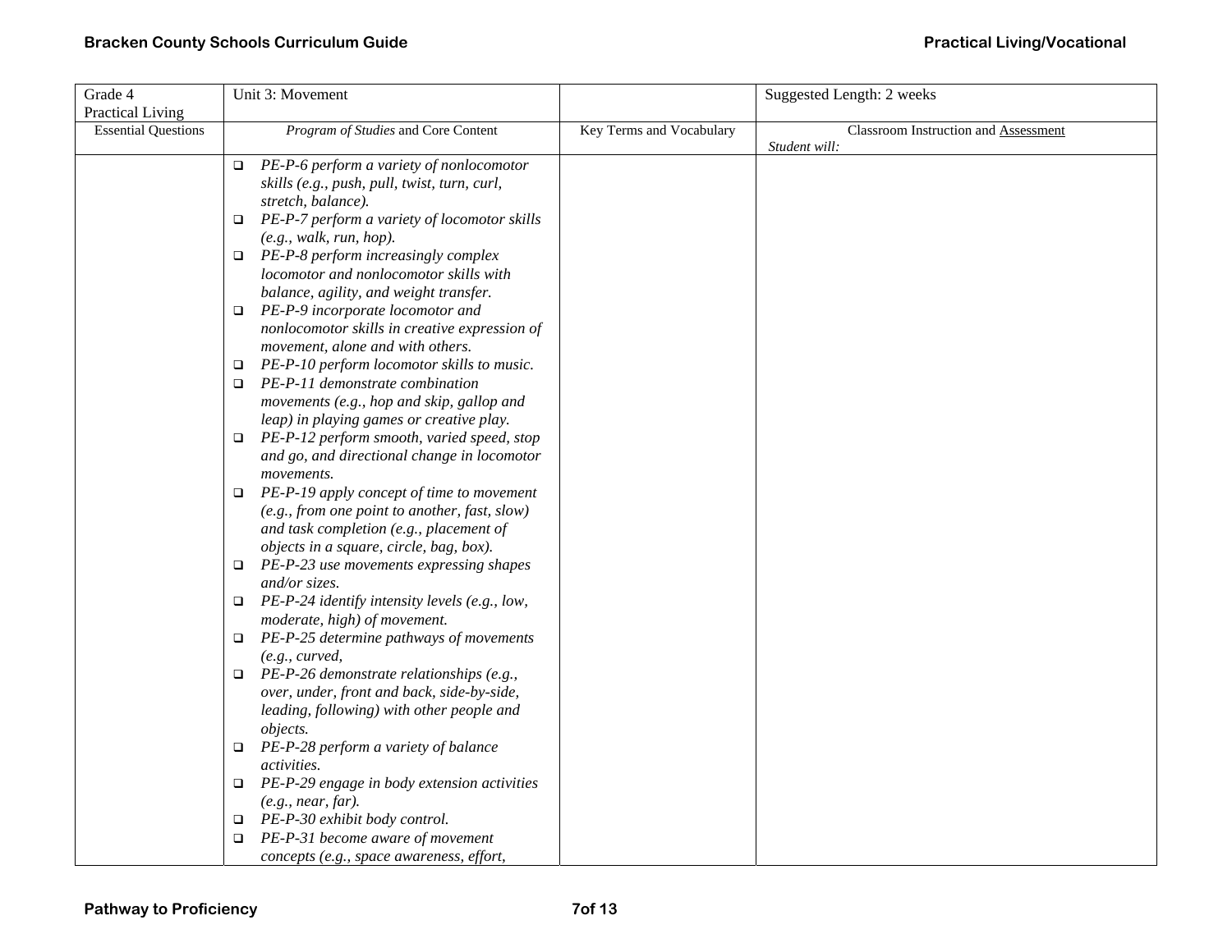| Grade 4 Practical Living | Unit 3: Movement | | Suggested Length: 2 weeks |
|---|---|---|---|
| Essential Questions | *Program of Studies* and Core Content | Key Terms and Vocabulary | Classroom Instruction and Assessment<br>*Student will:* |
| | ❑ *PE-P-6 perform a variety of nonlocomotor skills (e.g., push, pull, twist, turn, curl, stretch, balance).*<br>❑ *PE-P-7 perform a variety of locomotor skills (e.g., walk, run, hop).*<br>❑ *PE-P-8 perform increasingly complex locomotor and nonlocomotor skills with balance, agility, and weight transfer.*<br>❑ *PE-P-9 incorporate locomotor and nonlocomotor skills in creative expression of movement, alone and with others.*<br>❑ *PE-P-10 perform locomotor skills to music.*<br>❑ *PE-P-11 demonstrate combination movements (e.g., hop and skip, gallop and leap) in playing games or creative play.*<br>❑ *PE-P-12 perform smooth, varied speed, stop and go, and directional change in locomotor movements.*<br>❑ *PE-P-19 apply concept of time to movement (e.g., from one point to another, fast, slow) and task completion (e.g., placement of objects in a square, circle, bag, box).*<br>❑ *PE-P-23 use movements expressing shapes and/or sizes.*<br>❑ *PE-P-24 identify intensity levels (e.g., low, moderate, high) of movement.*<br>❑ *PE-P-25 determine pathways of movements (e.g., curved,*<br>❑ *PE-P-26 demonstrate relationships (e.g., over, under, front and back, side-by-side, leading, following) with other people and objects.*<br>❑ *PE-P-28 perform a variety of balance activities.*<br>❑ *PE-P-29 engage in body extension activities (e.g., near, far).*<br>❑ *PE-P-30 exhibit body control.*<br>❑ *PE-P-31 become aware of movement concepts (e.g., space awareness, effort,* | | |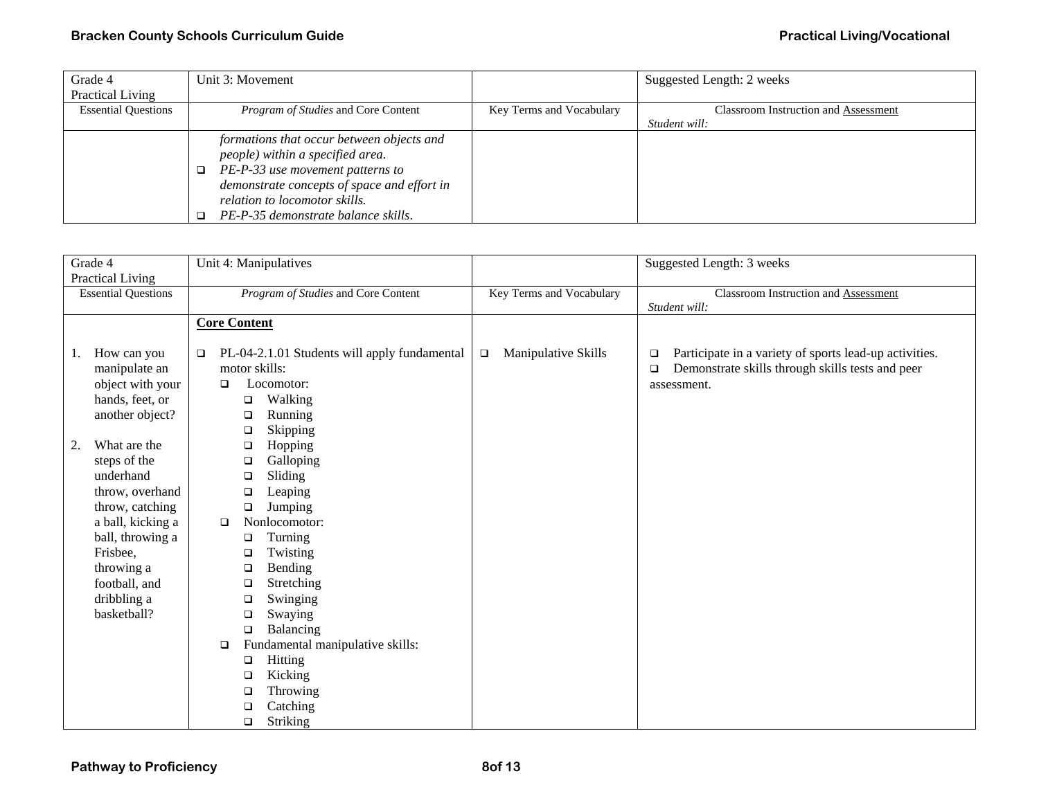| Grade 4 Practical Living | Unit 3: Movement | | Suggested Length: 2 weeks |
|---|---|---|---|
| Essential Questions | *Program of Studies* and Core Content | Key Terms and Vocabulary | Classroom Instruction and Assessment *Student will:* |
| | *formations that occur between objects and people) within a specified area.*<br>❑ *PE-P-33 use movement patterns to demonstrate concepts of space and effort in relation to locomotor skills.*<br>❑ *PE-P-35 demonstrate balance skills.* | | |

| Grade 4 Practical Living | Unit 4: Manipulatives | | Suggested Length: 3 weeks |
|---|---|---|---|
| Essential Questions | *Program of Studies* and Core Content | Key Terms and Vocabulary | Classroom Instruction and Assessment *Student will:* |
| 1. How can you manipulate an object with your hands, feet, or another object?<br><br>2. What are the steps of the underhand throw, overhand throw, catching a ball, kicking a ball, throwing a Frisbee, throwing a football, and dribbling a basketball? | **Core Content**<br><br>❑ PL-04-2.1.01 Students will apply fundamental motor skills:<br>❑ Locomotor:<br>❑ Walking<br>❑ Running<br>❑ Skipping<br>❑ Hopping<br>❑ Galloping<br>❑ Sliding<br>❑ Leaping<br>❑ Jumping<br>❑ Nonlocomotor:<br>❑ Turning<br>❑ Twisting<br>❑ Bending<br>❑ Stretching<br>❑ Swinging<br>❑ Swaying<br>❑ Balancing<br>❑ Fundamental manipulative skills:<br>❑ Hitting<br>❑ Kicking<br>❑ Throwing<br>❑ Catching<br>❑ Striking | ❑ Manipulative Skills | ❑ Participate in a variety of sports lead-up activities.<br>❑ Demonstrate skills through skills tests and peer assessment. |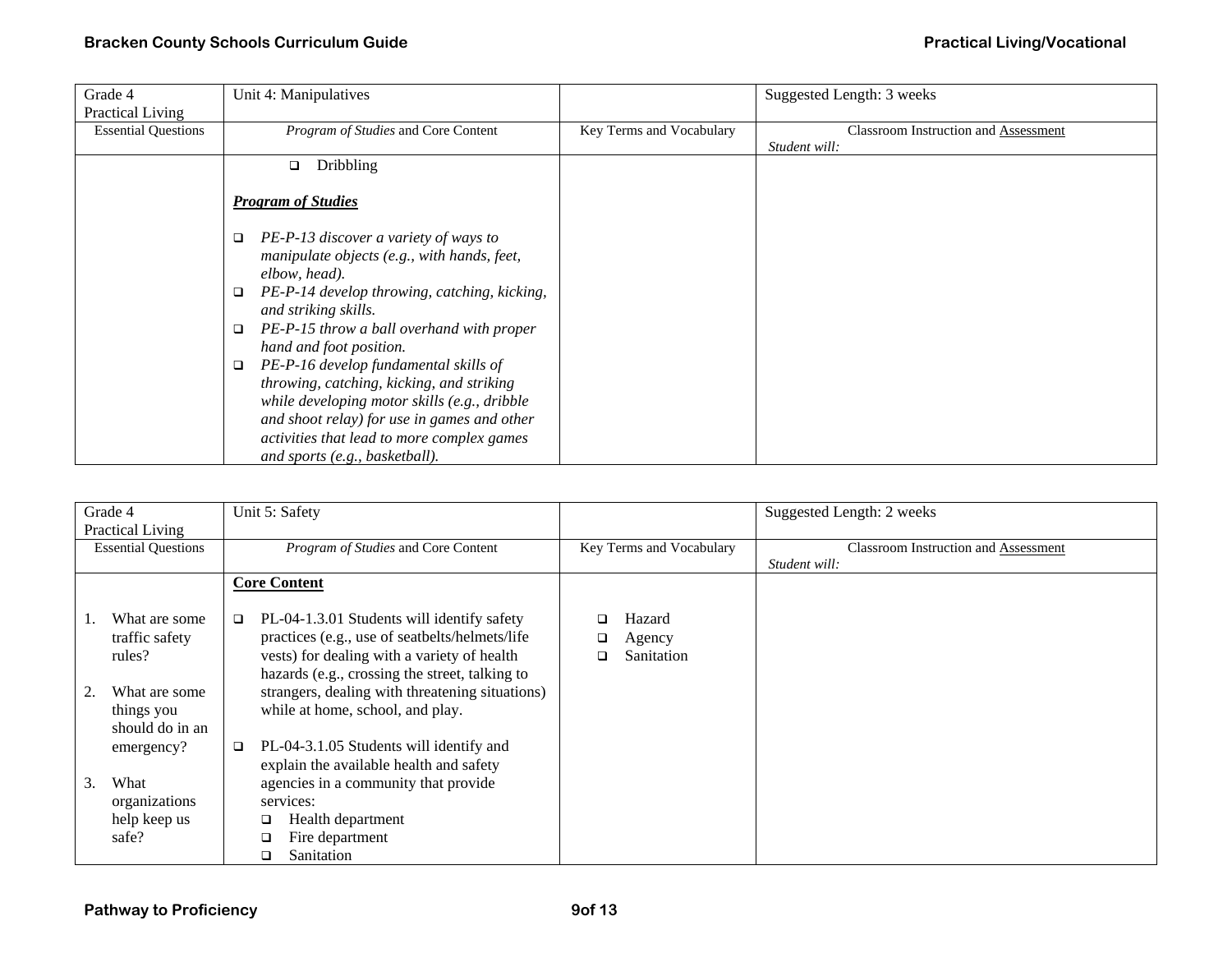| Grade 4 Practical Living | Unit 4: Manipulatives | | Suggested Length: 3 weeks |
|---|---|---|---|
| Essential Questions | *Program of Studies* and Core Content | Key Terms and Vocabulary | Classroom Instruction and Assessment *Student will:* |
| | ❑ Dribbling<br><br>***Program of Studies***<br><br>❑ *PE-P-13 discover a variety of ways to manipulate objects (e.g., with hands, feet, elbow, head).*<br>❑ *PE-P-14 develop throwing, catching, kicking, and striking skills.*<br>❑ *PE-P-15 throw a ball overhand with proper hand and foot position.*<br>❑ *PE-P-16 develop fundamental skills of throwing, catching, kicking, and striking while developing motor skills (e.g., dribble and shoot relay) for use in games and other activities that lead to more complex games and sports (e.g., basketball).* | | |

| Grade 4 Practical Living | Unit 5: Safety | | Suggested Length: 2 weeks |
|---|---|---|---|
| Essential Questions | *Program of Studies* and Core Content | Key Terms and Vocabulary | Classroom Instruction and Assessment *Student will:* |
| 1. What are some traffic safety rules?<br><br>2. What are some things you should do in an emergency?<br><br>3. What organizations help keep us safe? | **Core Content**<br><br>❑ PL-04-1.3.01 Students will identify safety practices (e.g., use of seatbelts/helmets/life vests) for dealing with a variety of health hazards (e.g., crossing the street, talking to strangers, dealing with threatening situations) while at home, school, and play.<br><br>❑ PL-04-3.1.05 Students will identify and explain the available health and safety agencies in a community that provide services:<br>❑ Health department<br>❑ Fire department<br>❑ Sanitation | ❑ Hazard<br>❑ Agency<br>❑ Sanitation | |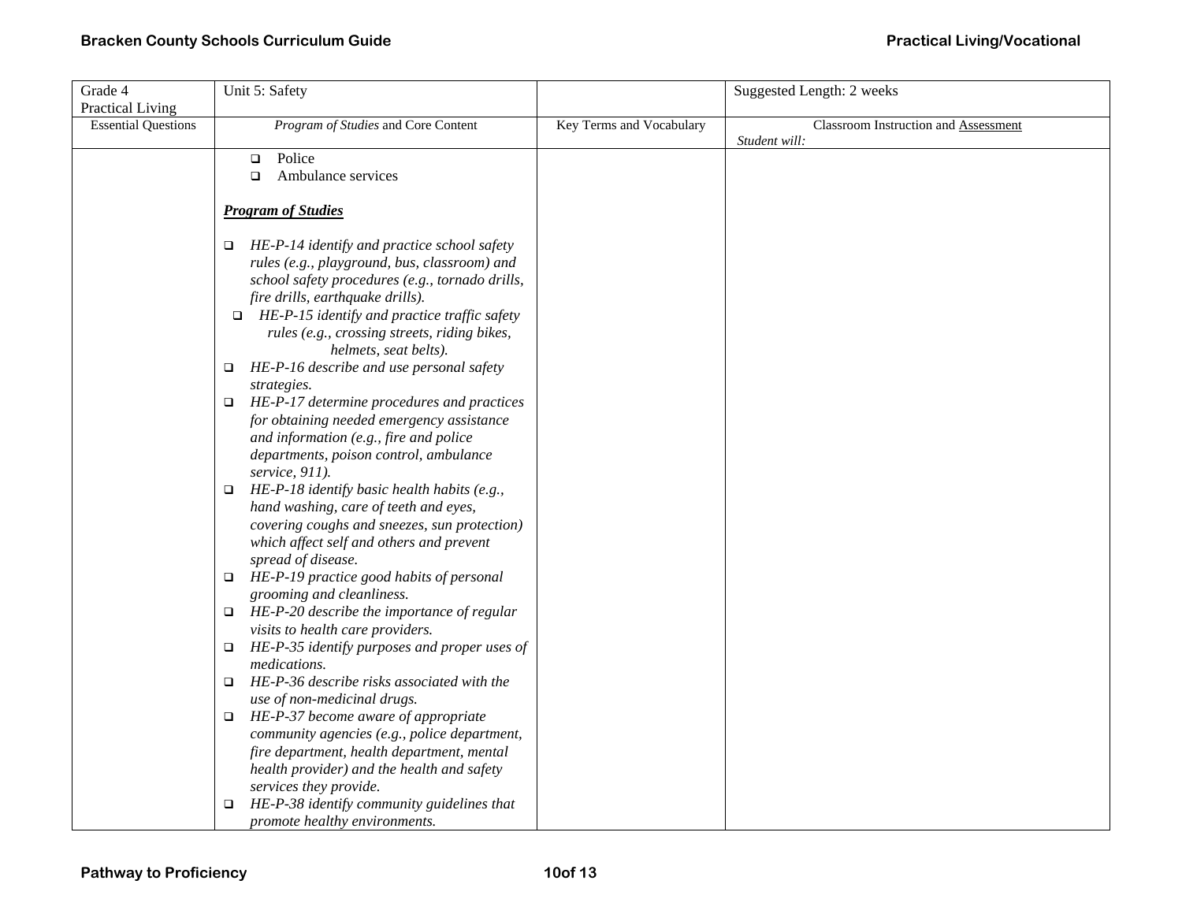| Grade 4 Practical Living | Unit 5: Safety | | Suggested Length: 2 weeks |
|---|---|---|---|
| Essential Questions | *Program of Studies* and Core Content | Key Terms and Vocabulary | Classroom Instruction and Assessment *Student will:* |
| | ❑ Police<br>❑ Ambulance services<br><br>***Program of Studies***<br><br>❑ *HE-P-14 identify and practice school safety rules (e.g., playground, bus, classroom) and school safety procedures (e.g., tornado drills, fire drills, earthquake drills).*<br>❑ *HE-P-15 identify and practice traffic safety rules (e.g., crossing streets, riding bikes, helmets, seat belts).*<br>❑ *HE-P-16 describe and use personal safety strategies.*<br>❑ *HE-P-17 determine procedures and practices for obtaining needed emergency assistance and information (e.g., fire and police departments, poison control, ambulance service, 911).*<br>❑ *HE-P-18 identify basic health habits (e.g., hand washing, care of teeth and eyes, covering coughs and sneezes, sun protection) which affect self and others and prevent spread of disease.*<br>❑ *HE-P-19 practice good habits of personal grooming and cleanliness.*<br>❑ *HE-P-20 describe the importance of regular visits to health care providers.*<br>❑ *HE-P-35 identify purposes and proper uses of medications.*<br>❑ *HE-P-36 describe risks associated with the use of non-medicinal drugs.*<br>❑ *HE-P-37 become aware of appropriate community agencies (e.g., police department, fire department, health department, mental health provider) and the health and safety services they provide.*<br>❑ *HE-P-38 identify community guidelines that promote healthy environments.* | | |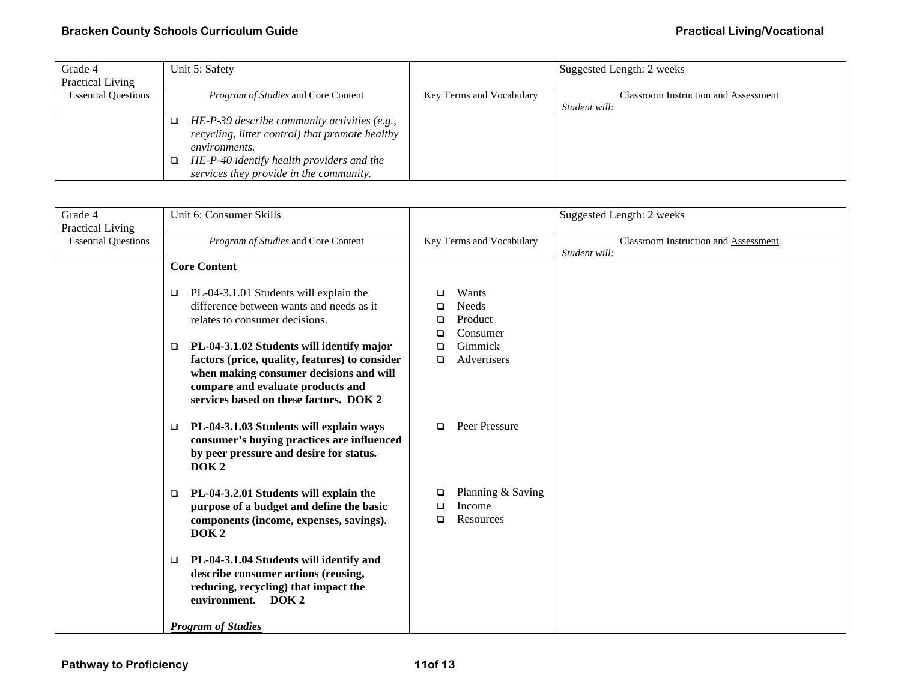| Grade 4 Practical Living | Unit 5: Safety | | Suggested Length: 2 weeks |
|---|---|---|---|
| Essential Questions | *Program of Studies* and Core Content | Key Terms and Vocabulary | Classroom Instruction and Assessment *Student will:* |
| | ❑ *HE-P-39 describe community activities (e.g., recycling, litter control) that promote healthy environments.*<br>❑ *HE-P-40 identify health providers and the services they provide in the community.* | | |

| Grade 4 Practical Living | Unit 6: Consumer Skills | | Suggested Length: 2 weeks |
|---|---|---|---|
| Essential Questions | *Program of Studies* and Core Content | Key Terms and Vocabulary | Classroom Instruction and Assessment *Student will:* |
| | **Core Content**<br><br>❑ PL-04-3.1.01 Students will explain the difference between wants and needs as it relates to consumer decisions.<br><br>❑ **PL-04-3.1.02 Students will identify major factors (price, quality, features) to consider when making consumer decisions and will compare and evaluate products and services based on these factors. DOK 2**<br><br>❑ **PL-04-3.1.03 Students will explain ways consumer's buying practices are influenced by peer pressure and desire for status. DOK 2**<br><br>❑ **PL-04-3.2.01 Students will explain the purpose of a budget and define the basic components (income, expenses, savings). DOK 2**<br><br>❑ **PL-04-3.1.04 Students will identify and describe consumer actions (reusing, reducing, recycling) that impact the environment. DOK 2**<br><br>***Program of Studies*** | ❑ Wants<br>❑ Needs<br>❑ Product<br>❑ Consumer<br>❑ Gimmick<br>❑ Advertisers<br><br>❑ Peer Pressure<br><br>❑ Planning & Saving<br>❑ Income<br>❑ Resources | |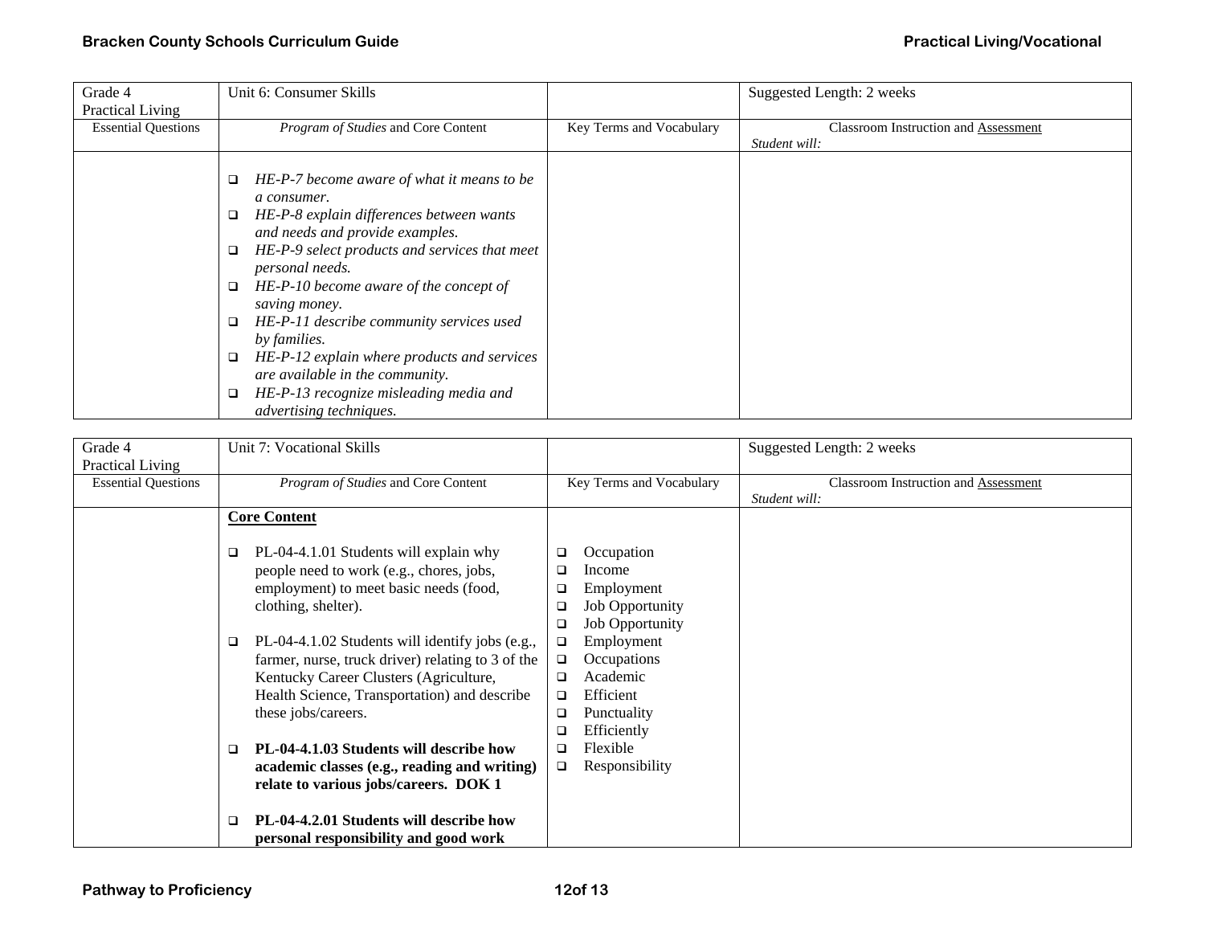| Grade 4 Practical Living | Unit 6: Consumer Skills | | Suggested Length: 2 weeks |
|---|---|---|---|
| Essential Questions | *Program of Studies* and Core Content | Key Terms and Vocabulary | Classroom Instruction and Assessment<br>*Student will:* |
| | ❑ *HE-P-7 become aware of what it means to be a consumer.*<br>❑ *HE-P-8 explain differences between wants and needs and provide examples.*<br>❑ *HE-P-9 select products and services that meet personal needs.*<br>❑ *HE-P-10 become aware of the concept of saving money.*<br>❑ *HE-P-11 describe community services used by families.*<br>❑ *HE-P-12 explain where products and services are available in the community.*<br>❑ *HE-P-13 recognize misleading media and advertising techniques.* | | |

| Grade 4 Practical Living | Unit 7: Vocational Skills | | Suggested Length: 2 weeks |
|---|---|---|---|
| Essential Questions | *Program of Studies* and Core Content | Key Terms and Vocabulary | Classroom Instruction and Assessment<br>*Student will:* |
| | **Core Content**<br><br>❑ PL-04-4.1.01 Students will explain why people need to work (e.g., chores, jobs, employment) to meet basic needs (food, clothing, shelter).<br><br>❑ PL-04-4.1.02 Students will identify jobs (e.g., farmer, nurse, truck driver) relating to 3 of the Kentucky Career Clusters (Agriculture, Health Science, Transportation) and describe these jobs/careers.<br><br>❑ **PL-04-4.1.03 Students will describe how academic classes (e.g., reading and writing) relate to various jobs/careers. DOK 1**<br><br>❑ **PL-04-4.2.01 Students will describe how personal responsibility and good work** | ❑ Occupation<br>❑ Income<br>❑ Employment<br>❑ Job Opportunity<br>❑ Job Opportunity<br>❑ Employment<br>❑ Occupations<br>❑ Academic<br>❑ Efficient<br>❑ Punctuality<br>❑ Efficiently<br>❑ Flexible<br>❑ Responsibility | |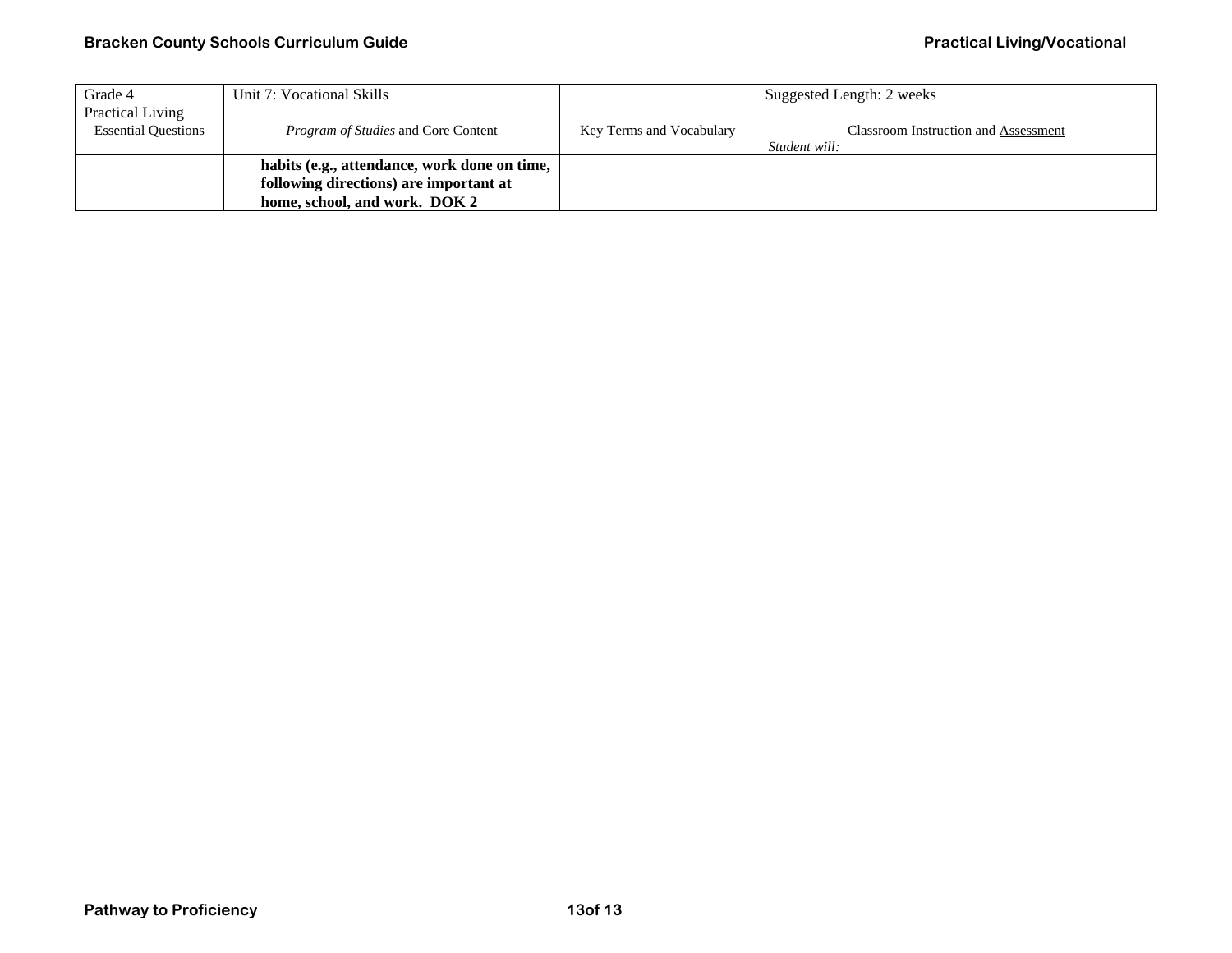| Grade 4 Practical Living | Unit 7: Vocational Skills | | Suggested Length: 2 weeks |
|---|---|---|---|
| Essential Questions | *Program of Studies* and Core Content | Key Terms and Vocabulary | Classroom Instruction and Assessment *Student will:* |
| | **habits (e.g., attendance, work done on time, following directions) are important at home, school, and work. DOK 2** | | |